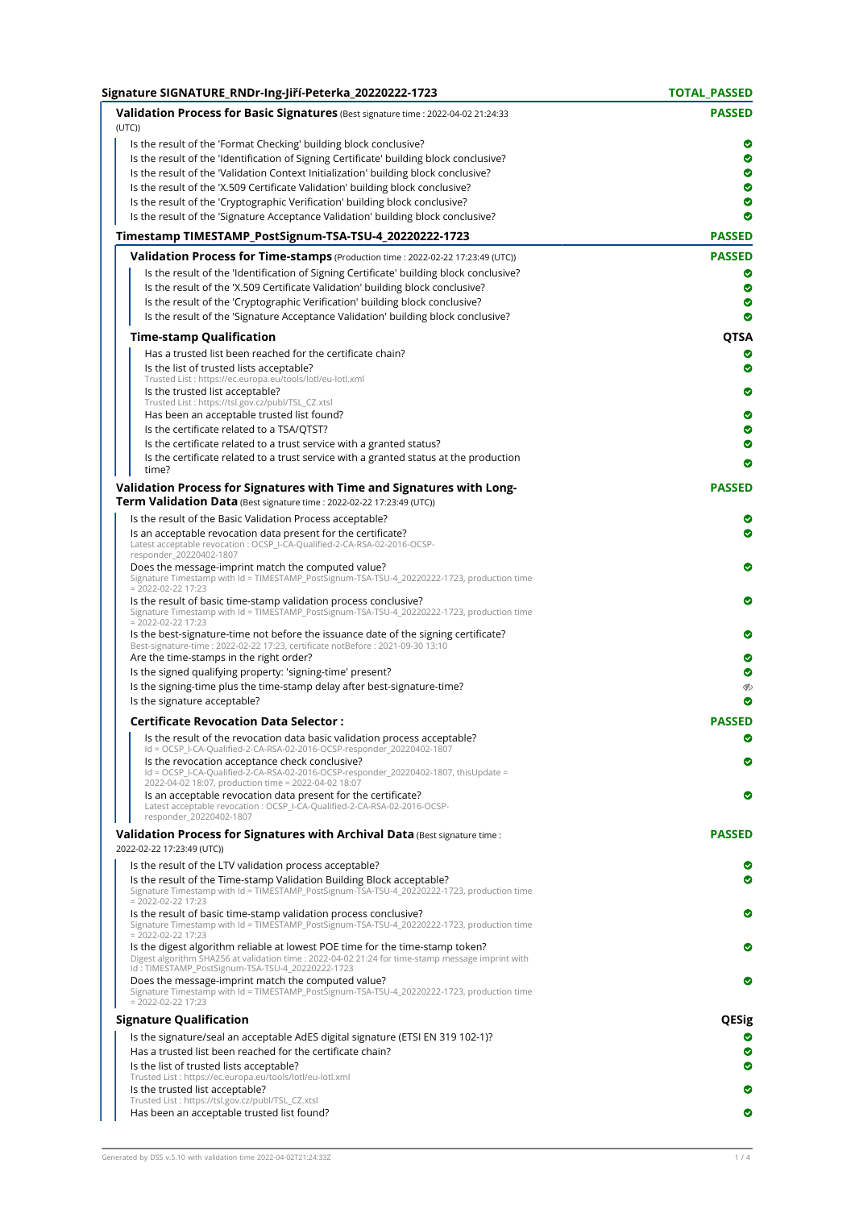## Signature SIGNATURE_RNDr-Ing-Jiří-Peterka_20220222-1723 — TOTAL_PASSED

### Validation Process for Basic Signatures (Best signature time : 2022-04-02 21:24:33 (UTC)) — PASSED

- Is the result of the 'Format Checking' building block conclusive? ✔
- Is the result of the 'Identification of Signing Certificate' building block conclusive? ✔
- Is the result of the 'Validation Context Initialization' building block conclusive? ✔
- Is the result of the 'X.509 Certificate Validation' building block conclusive? ✔
- Is the result of the 'Cryptographic Verification' building block conclusive? ✔
- Is the result of the 'Signature Acceptance Validation' building block conclusive? ✔

### Timestamp TIMESTAMP_PostSignum-TSA-TSU-4_20220222-1723 — PASSED

#### Validation Process for Time-stamps (Production time : 2022-02-22 17:23:49 (UTC)) — PASSED

- Is the result of the 'Identification of Signing Certificate' building block conclusive? ✔
- Is the result of the 'X.509 Certificate Validation' building block conclusive? ✔
- Is the result of the 'Cryptographic Verification' building block conclusive? ✔
- Is the result of the 'Signature Acceptance Validation' building block conclusive? ✔

#### Time-stamp Qualification — QTSA

- Has a trusted list been reached for the certificate chain? ✔
- Is the list of trusted lists acceptable? ✔
  Trusted List : https://ec.europa.eu/tools/lotl/eu-lotl.xml
- Is the trusted list acceptable? ✔
  Trusted List : https://tsl.gov.cz/publ/TSL_CZ.xtsl
- Has been an acceptable trusted list found? ✔
- Is the certificate related to a TSA/QTST? ✔
- Is the certificate related to a trust service with a granted status? ✔
- Is the certificate related to a trust service with a granted status at the production time? ✔

### Validation Process for Signatures with Time and Signatures with Long-Term Validation Data (Best signature time : 2022-02-22 17:23:49 (UTC)) — PASSED

- Is the result of the Basic Validation Process acceptable? ✔
- Is an acceptable revocation data present for the certificate? ✔
  Latest acceptable revocation : OCSP_I-CA-Qualified-2-CA-RSA-02-2016-OCSP-responder_20220402-1807
- Does the message-imprint match the computed value? ✔
  Signature Timestamp with Id = TIMESTAMP_PostSignum-TSA-TSU-4_20220222-1723, production time = 2022-02-22 17:23
- Is the result of basic time-stamp validation process conclusive? ✔
  Signature Timestamp with Id = TIMESTAMP_PostSignum-TSA-TSU-4_20220222-1723, production time = 2022-02-22 17:23
- Is the best-signature-time not before the issuance date of the signing certificate? ✔
  Best-signature-time : 2022-02-22 17:23, certificate notBefore : 2021-09-30 13:10
- Are the time-stamps in the right order? ✔
- Is the signed qualifying property: 'signing-time' present? ✔
- Is the signing-time plus the time-stamp delay after best-signature-time? (not checked)
- Is the signature acceptable? ✔

#### Certificate Revocation Data Selector : — PASSED

- Is the result of the revocation data basic validation process acceptable? ✔
  Id = OCSP_I-CA-Qualified-2-CA-RSA-02-2016-OCSP-responder_20220402-1807
- Is the revocation acceptance check conclusive? ✔
  Id = OCSP_I-CA-Qualified-2-CA-RSA-02-2016-OCSP-responder_20220402-1807, thisUpdate = 2022-04-02 18:07, production time = 2022-04-02 18:07
- Is an acceptable revocation data present for the certificate? ✔
  Latest acceptable revocation : OCSP_I-CA-Qualified-2-CA-RSA-02-2016-OCSP-responder_20220402-1807

### Validation Process for Signatures with Archival Data (Best signature time : 2022-02-22 17:23:49 (UTC)) — PASSED

- Is the result of the LTV validation process acceptable? ✔
- Is the result of the Time-stamp Validation Building Block acceptable? ✔
  Signature Timestamp with Id = TIMESTAMP_PostSignum-TSA-TSU-4_20220222-1723, production time = 2022-02-22 17:23
- Is the result of basic time-stamp validation process conclusive? ✔
  Signature Timestamp with Id = TIMESTAMP_PostSignum-TSA-TSU-4_20220222-1723, production time = 2022-02-22 17:23
- Is the digest algorithm reliable at lowest POE time for the time-stamp token? ✔
  Digest algorithm SHA256 at validation time : 2022-04-02 21:24 for time-stamp message imprint with Id : TIMESTAMP_PostSignum-TSA-TSU-4_20220222-1723
- Does the message-imprint match the computed value? ✔
  Signature Timestamp with Id = TIMESTAMP_PostSignum-TSA-TSU-4_20220222-1723, production time = 2022-02-22 17:23

### Signature Qualification — QESig

- Is the signature/seal an acceptable AdES digital signature (ETSI EN 319 102-1)? ✔
- Has a trusted list been reached for the certificate chain? ✔
- Is the list of trusted lists acceptable? ✔
  Trusted List : https://ec.europa.eu/tools/lotl/eu-lotl.xml
- Is the trusted list acceptable? ✔
  Trusted List : https://tsl.gov.cz/publ/TSL_CZ.xtsl
- Has been an acceptable trusted list found? ✔

Generated by DSS v.5.10 with validation time 2022-04-02T21:24:33Z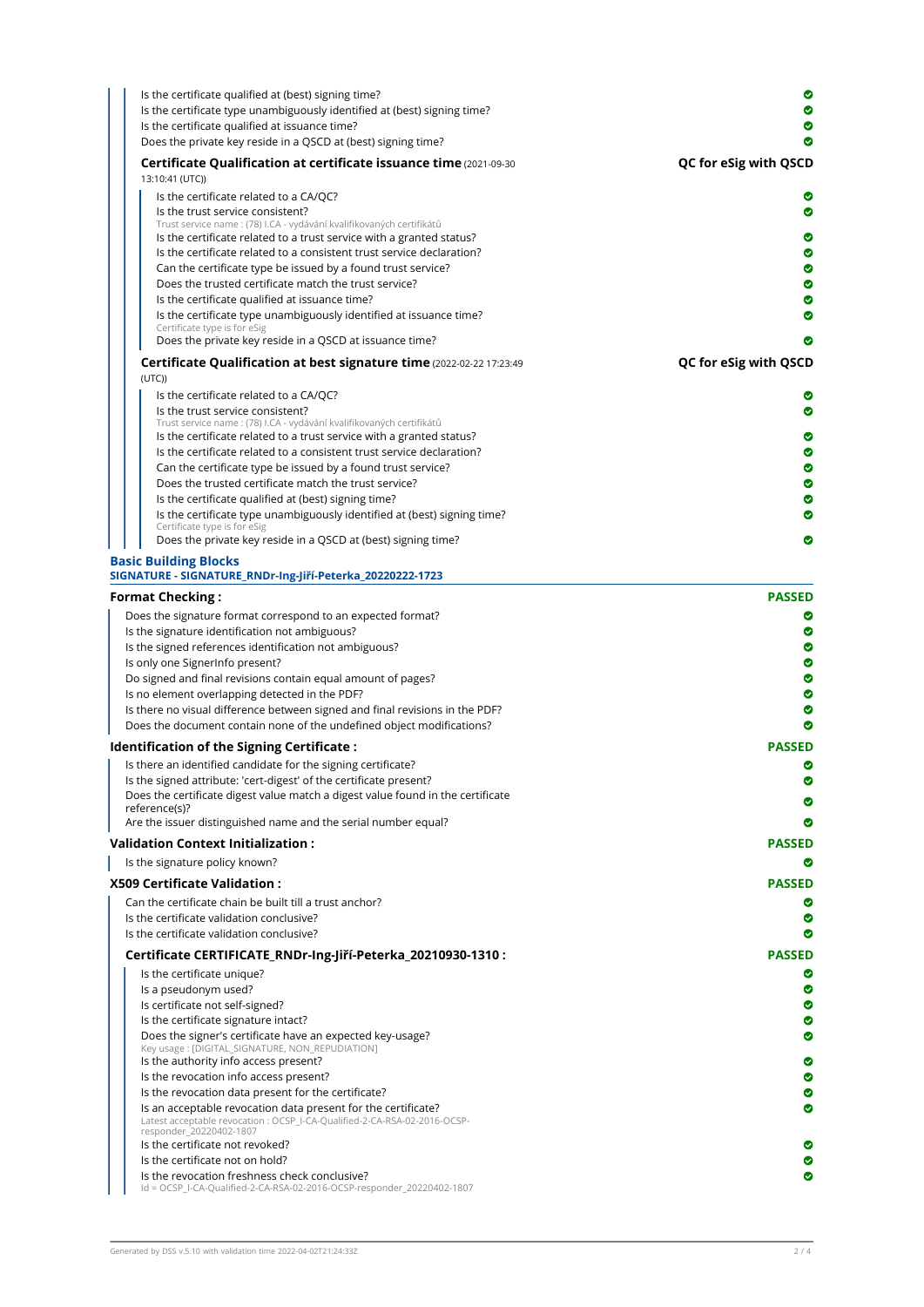Is the certificate qualified at (best) signing time? ✔
Is the certificate type unambiguously identified at (best) signing time? ✔
Is the certificate qualified at issuance time? ✔
Does the private key reside in a QSCD at (best) signing time? ✔

#### Certificate Qualification at certificate issuance time (2021-09-30 13:10:41 (UTC)) — QC for eSig with QSCD

- Is the certificate related to a CA/QC? ✔
- Is the trust service consistent? ✔
  Trust service name : (78) I.CA - vydávání kvalifikovaných certifikátů
- Is the certificate related to a trust service with a granted status? ✔
- Is the certificate related to a consistent trust service declaration? ✔
- Can the certificate type be issued by a found trust service? ✔
- Does the trusted certificate match the trust service? ✔
- Is the certificate qualified at issuance time? ✔
- Is the certificate type unambiguously identified at issuance time? ✔
  Certificate type is for eSig
- Does the private key reside in a QSCD at issuance time? ✔

#### Certificate Qualification at best signature time (2022-02-22 17:23:49 (UTC)) — QC for eSig with QSCD

- Is the certificate related to a CA/QC? ✔
- Is the trust service consistent? ✔
  Trust service name : (78) I.CA - vydávání kvalifikovaných certifikátů
- Is the certificate related to a trust service with a granted status? ✔
- Is the certificate related to a consistent trust service declaration? ✔
- Can the certificate type be issued by a found trust service? ✔
- Does the trusted certificate match the trust service? ✔
- Is the certificate qualified at (best) signing time? ✔
- Is the certificate type unambiguously identified at (best) signing time? ✔
  Certificate type is for eSig
- Does the private key reside in a QSCD at (best) signing time? ✔

## Basic Building Blocks
**SIGNATURE - SIGNATURE_RNDr-Ing-Jiří-Peterka_20220222-1723**

### Format Checking : PASSED

- Does the signature format correspond to an expected format? ✔
- Is the signature identification not ambiguous? ✔
- Is the signed references identification not ambiguous? ✔
- Is only one SignerInfo present? ✔
- Do signed and final revisions contain equal amount of pages? ✔
- Is no element overlapping detected in the PDF? ✔
- Is there no visual difference between signed and final revisions in the PDF? ✔
- Does the document contain none of the undefined object modifications? ✔

### Identification of the Signing Certificate : PASSED

- Is there an identified candidate for the signing certificate? ✔
- Is the signed attribute: 'cert-digest' of the certificate present? ✔
- Does the certificate digest value match a digest value found in the certificate reference(s)? ✔
- Are the issuer distinguished name and the serial number equal? ✔

### Validation Context Initialization : PASSED

- Is the signature policy known? ✔

### X509 Certificate Validation : PASSED

- Can the certificate chain be built till a trust anchor? ✔
- Is the certificate validation conclusive? ✔
- Is the certificate validation conclusive? ✔

#### Certificate CERTIFICATE_RNDr-Ing-Jiří-Peterka_20210930-1310 : PASSED

- Is the certificate unique? ✔
- Is a pseudonym used? ✔
- Is certificate not self-signed? ✔
- Is the certificate signature intact? ✔
- Does the signer's certificate have an expected key-usage? ✔
  Key usage : [DIGITAL_SIGNATURE, NON_REPUDIATION]
- Is the authority info access present? ✔
- Is the revocation info access present? ✔
- Is the revocation data present for the certificate? ✔
- Is an acceptable revocation data present for the certificate? ✔
  Latest acceptable revocation : OCSP_I-CA-Qualified-2-CA-RSA-02-2016-OCSP-responder_20220402-1807
- Is the certificate not revoked? ✔
- Is the certificate not on hold? ✔
- Is the revocation freshness check conclusive? ✔
  Id = OCSP_I-CA-Qualified-2-CA-RSA-02-2016-OCSP-responder_20220402-1807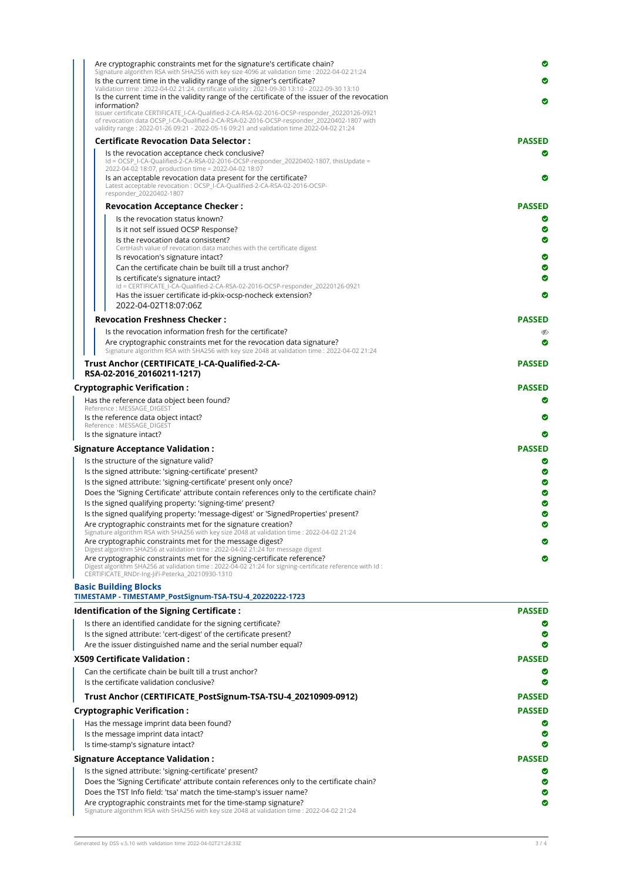Are cryptographic constraints met for the signature's certificate chain? ✔
Signature algorithm RSA with SHA256 with key size 4096 at validation time : 2022-04-02 21:24

Is the current time in the validity range of the signer's certificate? ✔
Validation time : 2022-04-02 21:24, certificate validity : 2021-09-30 13:10 - 2022-09-30 13:10

Is the current time in the validity range of the certificate of the issuer of the revocation information? ✔
Issuer certificate CERTIFICATE_I-CA-Qualified-2-CA-RSA-02-2016-OCSP-responder_20220126-0921 of revocation data OCSP_I-CA-Qualified-2-CA-RSA-02-2016-OCSP-responder_20220402-1807 with validity range : 2022-01-26 09:21 - 2022-05-16 09:21 and validation time 2022-04-02 21:24

**Certificate Revocation Data Selector : PASSED**

Is the revocation acceptance check conclusive? ✔
Id = OCSP_I-CA-Qualified-2-CA-RSA-02-2016-OCSP-responder_20220402-1807, thisUpdate = 2022-04-02 18:07, production time = 2022-04-02 18:07

Is an acceptable revocation data present for the certificate? ✔
Latest acceptable revocation : OCSP_I-CA-Qualified-2-CA-RSA-02-2016-OCSP-responder_20220402-1807

**Revocation Acceptance Checker : PASSED**

- Is the revocation status known? ✔
- Is it not self issued OCSP Response? ✔
- Is the revocation data consistent? ✔
  CertHash value of revocation data matches with the certificate digest
- Is revocation's signature intact? ✔
- Can the certificate chain be built till a trust anchor? ✔
- Is certificate's signature intact? ✔
  Id = CERTIFICATE_I-CA-Qualified-2-CA-RSA-02-2016-OCSP-responder_20220126-0921
- Has the issuer certificate id-pkix-ocsp-nocheck extension? ✔
  2022-04-02T18:07:06Z

**Revocation Freshness Checker : PASSED**

- Is the revocation information fresh for the certificate?
- Are cryptographic constraints met for the revocation data signature? ✔
  Signature algorithm RSA with SHA256 with key size 2048 at validation time : 2022-04-02 21:24

**Trust Anchor (CERTIFICATE_I-CA-Qualified-2-CA-RSA-02-2016_20160211-1217) PASSED**

**Cryptographic Verification : PASSED**

- Has the reference data object been found? ✔
  Reference : MESSAGE_DIGEST
- Is the reference data object intact? ✔
  Reference : MESSAGE_DIGEST
- Is the signature intact? ✔

**Signature Acceptance Validation : PASSED**

- Is the structure of the signature valid? ✔
- Is the signed attribute: 'signing-certificate' present? ✔
- Is the signed attribute: 'signing-certificate' present only once? ✔
- Does the 'Signing Certificate' attribute contain references only to the certificate chain? ✔
- Is the signed qualifying property: 'signing-time' present? ✔
- Is the signed qualifying property: 'message-digest' or 'SignedProperties' present? ✔
- Are cryptographic constraints met for the signature creation? ✔
  Signature algorithm RSA with SHA256 with key size 2048 at validation time : 2022-04-02 21:24
- Are cryptographic constraints met for the message digest? ✔
  Digest algorithm SHA256 at validation time : 2022-04-02 21:24 for message digest
- Are cryptographic constraints met for the signing-certificate reference? ✔
  Digest algorithm SHA256 at validation time : 2022-04-02 21:24 for signing-certificate reference with Id : CERTIFICATE_RNDr-Ing-Jiří-Peterka_20210930-1310

## Basic Building Blocks

**TIMESTAMP - TIMESTAMP_PostSignum-TSA-TSU-4_20220222-1723**

**Identification of the Signing Certificate : PASSED**

- Is there an identified candidate for the signing certificate? ✔
- Is the signed attribute: 'cert-digest' of the certificate present? ✔
- Are the issuer distinguished name and the serial number equal? ✔

**X509 Certificate Validation : PASSED**

- Can the certificate chain be built till a trust anchor? ✔
- Is the certificate validation conclusive? ✔

**Trust Anchor (CERTIFICATE_PostSignum-TSA-TSU-4_20210909-0912) PASSED**

**Cryptographic Verification : PASSED**

- Has the message imprint data been found? ✔
- Is the message imprint data intact? ✔
- Is time-stamp's signature intact? ✔

**Signature Acceptance Validation : PASSED**

- Is the signed attribute: 'signing-certificate' present? ✔
- Does the 'Signing Certificate' attribute contain references only to the certificate chain? ✔
- Does the TST Info field: 'tsa' match the time-stamp's issuer name? ✔
- Are cryptographic constraints met for the time-stamp signature? ✔
  Signature algorithm RSA with SHA256 with key size 2048 at validation time : 2022-04-02 21:24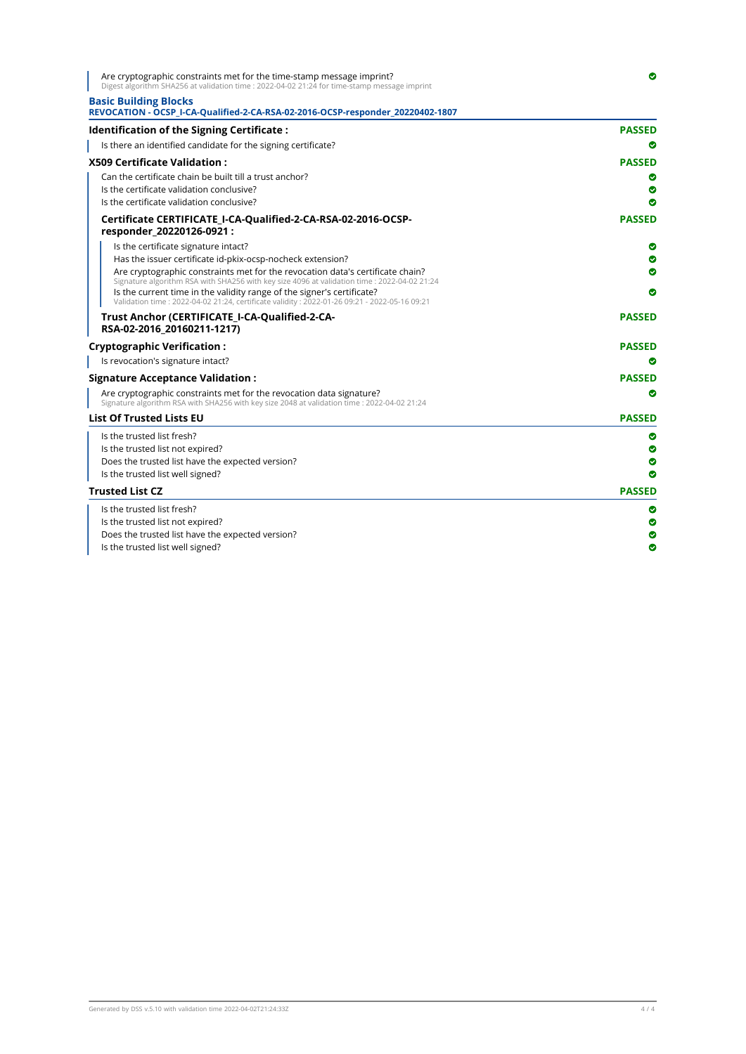Are cryptographic constraints met for the time-stamp message imprint? ✔
Digest algorithm SHA256 at validation time : 2022-04-02 21:24 for time-stamp message imprint

## Basic Building Blocks
**REVOCATION - OCSP_I-CA-Qualified-2-CA-RSA-02-2016-OCSP-responder_20220402-1807**

### Identification of the Signing Certificate : PASSED

- Is there an identified candidate for the signing certificate? ✔

### X509 Certificate Validation : PASSED

- Can the certificate chain be built till a trust anchor? ✔
- Is the certificate validation conclusive? ✔
- Is the certificate validation conclusive? ✔

#### Certificate CERTIFICATE_I-CA-Qualified-2-CA-RSA-02-2016-OCSP-responder_20220126-0921 : PASSED

- Is the certificate signature intact? ✔
- Has the issuer certificate id-pkix-ocsp-nocheck extension? ✔
- Are cryptographic constraints met for the revocation data's certificate chain? ✔
  Signature algorithm RSA with SHA256 with key size 4096 at validation time : 2022-04-02 21:24
- Is the current time in the validity range of the signer's certificate? ✔
  Validation time : 2022-04-02 21:24, certificate validity : 2022-01-26 09:21 - 2022-05-16 09:21

#### Trust Anchor (CERTIFICATE_I-CA-Qualified-2-CA-RSA-02-2016_20160211-1217) PASSED

### Cryptographic Verification : PASSED

- Is revocation's signature intact? ✔

### Signature Acceptance Validation : PASSED

- Are cryptographic constraints met for the revocation data signature? ✔
  Signature algorithm RSA with SHA256 with key size 2048 at validation time : 2022-04-02 21:24

### List Of Trusted Lists EU PASSED

- Is the trusted list fresh? ✔
- Is the trusted list not expired? ✔
- Does the trusted list have the expected version? ✔
- Is the trusted list well signed? ✔

### Trusted List CZ PASSED

- Is the trusted list fresh? ✔
- Is the trusted list not expired? ✔
- Does the trusted list have the expected version? ✔
- Is the trusted list well signed? ✔

Generated by DSS v.5.10 with validation time 2022-04-02T21:24:33Z